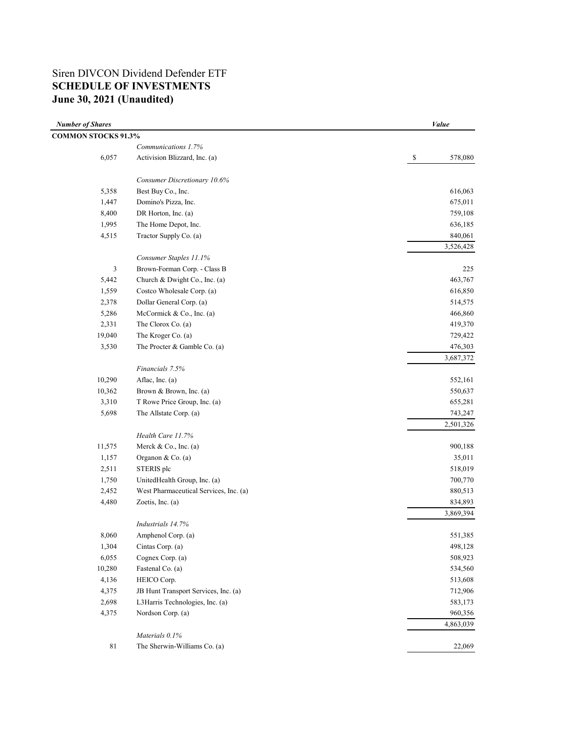# Siren DIVCON Dividend Defender ETF
## SCHEDULE OF INVESTMENTS
## June 30, 2021 (Unaudited)

| *Number of Shares* | | *Value* |
|---|---|---|
| **COMMON STOCKS 91.3%** | | |
| | *Communications 1.7%* | |
| 6,057 | Activision Blizzard, Inc. (a) | $ 578,080 |
| | *Consumer Discretionary 10.6%* | |
| 5,358 | Best Buy Co., Inc. | 616,063 |
| 1,447 | Domino's Pizza, Inc. | 675,011 |
| 8,400 | DR Horton, Inc. (a) | 759,108 |
| 1,995 | The Home Depot, Inc. | 636,185 |
| 4,515 | Tractor Supply Co. (a) | 840,061 |
| | | 3,526,428 |
| | *Consumer Staples 11.1%* | |
| 3 | Brown-Forman Corp. - Class B | 225 |
| 5,442 | Church & Dwight Co., Inc. (a) | 463,767 |
| 1,559 | Costco Wholesale Corp. (a) | 616,850 |
| 2,378 | Dollar General Corp. (a) | 514,575 |
| 5,286 | McCormick & Co., Inc. (a) | 466,860 |
| 2,331 | The Clorox Co. (a) | 419,370 |
| 19,040 | The Kroger Co. (a) | 729,422 |
| 3,530 | The Procter & Gamble Co. (a) | 476,303 |
| | | 3,687,372 |
| | *Financials 7.5%* | |
| 10,290 | Aflac, Inc. (a) | 552,161 |
| 10,362 | Brown & Brown, Inc. (a) | 550,637 |
| 3,310 | T Rowe Price Group, Inc. (a) | 655,281 |
| 5,698 | The Allstate Corp. (a) | 743,247 |
| | | 2,501,326 |
| | *Health Care 11.7%* | |
| 11,575 | Merck & Co., Inc. (a) | 900,188 |
| 1,157 | Organon & Co. (a) | 35,011 |
| 2,511 | STERIS plc | 518,019 |
| 1,750 | UnitedHealth Group, Inc. (a) | 700,770 |
| 2,452 | West Pharmaceutical Services, Inc. (a) | 880,513 |
| 4,480 | Zoetis, Inc. (a) | 834,893 |
| | | 3,869,394 |
| | *Industrials 14.7%* | |
| 8,060 | Amphenol Corp. (a) | 551,385 |
| 1,304 | Cintas Corp. (a) | 498,128 |
| 6,055 | Cognex Corp. (a) | 508,923 |
| 10,280 | Fastenal Co. (a) | 534,560 |
| 4,136 | HEICO Corp. | 513,608 |
| 4,375 | JB Hunt Transport Services, Inc. (a) | 712,906 |
| 2,698 | L3Harris Technologies, Inc. (a) | 583,173 |
| 4,375 | Nordson Corp. (a) | 960,356 |
| | | 4,863,039 |
| | *Materials 0.1%* | |
| 81 | The Sherwin-Williams Co. (a) | 22,069 |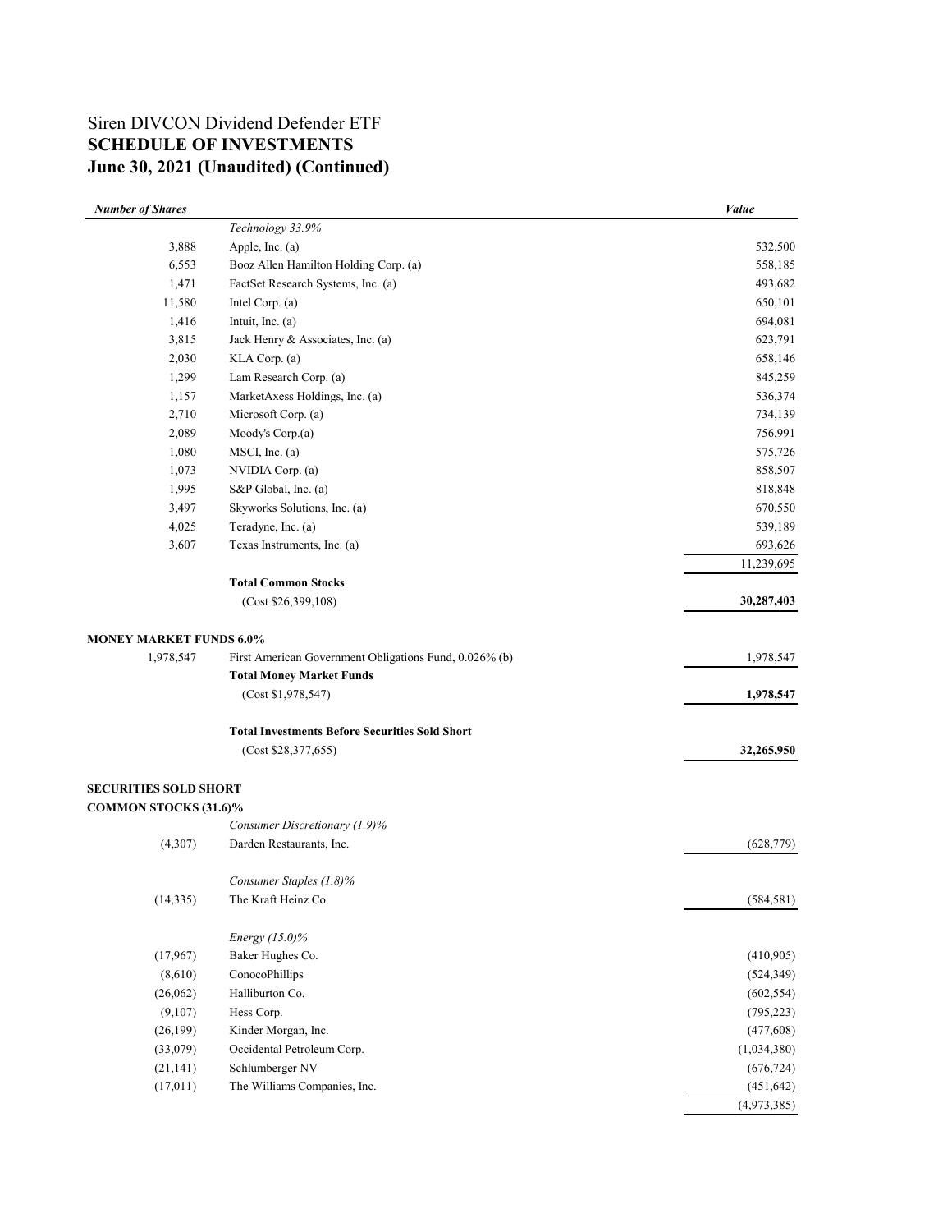# Siren DIVCON Dividend Defender ETF
## SCHEDULE OF INVESTMENTS
## June 30, 2021 (Unaudited) (Continued)

| *Number of Shares* | | *Value* |
|---|---|---|
| | *Technology 33.9%* | |
| 3,888 | Apple, Inc. (a) | 532,500 |
| 6,553 | Booz Allen Hamilton Holding Corp. (a) | 558,185 |
| 1,471 | FactSet Research Systems, Inc. (a) | 493,682 |
| 11,580 | Intel Corp. (a) | 650,101 |
| 1,416 | Intuit, Inc. (a) | 694,081 |
| 3,815 | Jack Henry & Associates, Inc. (a) | 623,791 |
| 2,030 | KLA Corp. (a) | 658,146 |
| 1,299 | Lam Research Corp. (a) | 845,259 |
| 1,157 | MarketAxess Holdings, Inc. (a) | 536,374 |
| 2,710 | Microsoft Corp. (a) | 734,139 |
| 2,089 | Moody's Corp.(a) | 756,991 |
| 1,080 | MSCI, Inc. (a) | 575,726 |
| 1,073 | NVIDIA Corp. (a) | 858,507 |
| 1,995 | S&P Global, Inc. (a) | 818,848 |
| 3,497 | Skyworks Solutions, Inc. (a) | 670,550 |
| 4,025 | Teradyne, Inc. (a) | 539,189 |
| 3,607 | Texas Instruments, Inc. (a) | 693,626 |
| | | 11,239,695 |
| | **Total Common Stocks** | |
| | (Cost $26,399,108) | **30,287,403** |
| | | |
| **MONEY MARKET FUNDS 6.0%** | | |
| 1,978,547 | First American Government Obligations Fund, 0.026% (b) | 1,978,547 |
| | **Total Money Market Funds** | |
| | (Cost $1,978,547) | **1,978,547** |
| | | |
| | **Total Investments Before Securities Sold Short** | |
| | (Cost $28,377,655) | **32,265,950** |
| | | |
| **SECURITIES SOLD SHORT** | | |
| **COMMON STOCKS (31.6)%** | | |
| | *Consumer Discretionary (1.9)%* | |
| (4,307) | Darden Restaurants, Inc. | (628,779) |
| | | |
| | *Consumer Staples (1.8)%* | |
| (14,335) | The Kraft Heinz Co. | (584,581) |
| | | |
| | *Energy (15.0)%* | |
| (17,967) | Baker Hughes Co. | (410,905) |
| (8,610) | ConocoPhillips | (524,349) |
| (26,062) | Halliburton Co. | (602,554) |
| (9,107) | Hess Corp. | (795,223) |
| (26,199) | Kinder Morgan, Inc. | (477,608) |
| (33,079) | Occidental Petroleum Corp. | (1,034,380) |
| (21,141) | Schlumberger NV | (676,724) |
| (17,011) | The Williams Companies, Inc. | (451,642) |
| | | (4,973,385) |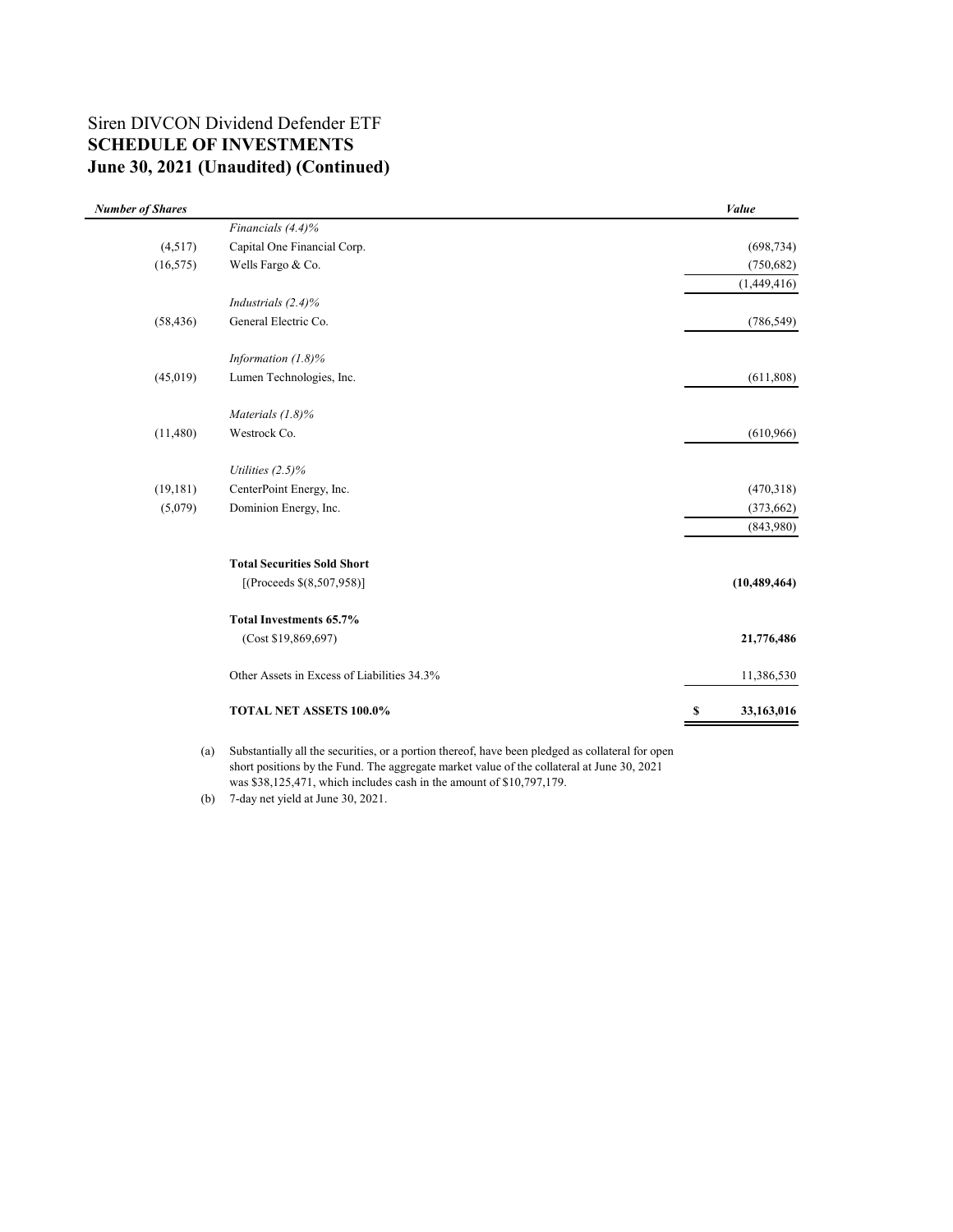# Siren DIVCON Dividend Defender ETF
## SCHEDULE OF INVESTMENTS
## June 30, 2021 (Unaudited) (Continued)

| *Number of Shares* | | *Value* |
|---|---|---|
| | *Financials (4.4)%* | |
| (4,517) | Capital One Financial Corp. | (698,734) |
| (16,575) | Wells Fargo & Co. | (750,682) |
| | | (1,449,416) |
| | *Industrials (2.4)%* | |
| (58,436) | General Electric Co. | (786,549) |
| | *Information (1.8)%* | |
| (45,019) | Lumen Technologies, Inc. | (611,808) |
| | *Materials (1.8)%* | |
| (11,480) | Westrock Co. | (610,966) |
| | *Utilities (2.5)%* | |
| (19,181) | CenterPoint Energy, Inc. | (470,318) |
| (5,079) | Dominion Energy, Inc. | (373,662) |
| | | (843,980) |
| | **Total Securities Sold Short** | |
| | [(Proceeds $(8,507,958)] | **(10,489,464)** |
| | **Total Investments 65.7%** | |
| | (Cost $19,869,697) | **21,776,486** |
| | Other Assets in Excess of Liabilities 34.3% | 11,386,530 |
| | **TOTAL NET ASSETS 100.0%** | **$ 33,163,016** |

(a) Substantially all the securities, or a portion thereof, have been pledged as collateral for open short positions by the Fund. The aggregate market value of the collateral at June 30, 2021 was $38,125,471, which includes cash in the amount of $10,797,179.

(b) 7-day net yield at June 30, 2021.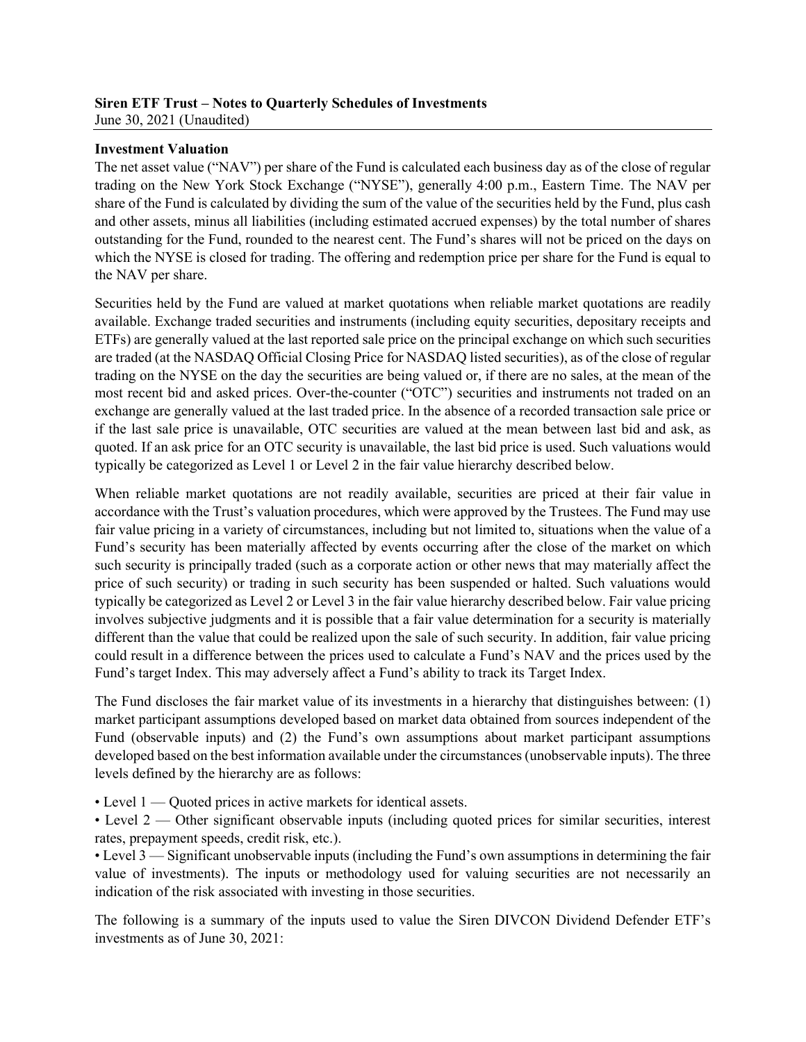**Siren ETF Trust – Notes to Quarterly Schedules of Investments**
June 30, 2021 (Unaudited)

**Investment Valuation**

The net asset value ("NAV") per share of the Fund is calculated each business day as of the close of regular trading on the New York Stock Exchange ("NYSE"), generally 4:00 p.m., Eastern Time. The NAV per share of the Fund is calculated by dividing the sum of the value of the securities held by the Fund, plus cash and other assets, minus all liabilities (including estimated accrued expenses) by the total number of shares outstanding for the Fund, rounded to the nearest cent. The Fund's shares will not be priced on the days on which the NYSE is closed for trading. The offering and redemption price per share for the Fund is equal to the NAV per share.

Securities held by the Fund are valued at market quotations when reliable market quotations are readily available. Exchange traded securities and instruments (including equity securities, depositary receipts and ETFs) are generally valued at the last reported sale price on the principal exchange on which such securities are traded (at the NASDAQ Official Closing Price for NASDAQ listed securities), as of the close of regular trading on the NYSE on the day the securities are being valued or, if there are no sales, at the mean of the most recent bid and asked prices. Over-the-counter ("OTC") securities and instruments not traded on an exchange are generally valued at the last traded price. In the absence of a recorded transaction sale price or if the last sale price is unavailable, OTC securities are valued at the mean between last bid and ask, as quoted. If an ask price for an OTC security is unavailable, the last bid price is used. Such valuations would typically be categorized as Level 1 or Level 2 in the fair value hierarchy described below.

When reliable market quotations are not readily available, securities are priced at their fair value in accordance with the Trust's valuation procedures, which were approved by the Trustees. The Fund may use fair value pricing in a variety of circumstances, including but not limited to, situations when the value of a Fund's security has been materially affected by events occurring after the close of the market on which such security is principally traded (such as a corporate action or other news that may materially affect the price of such security) or trading in such security has been suspended or halted. Such valuations would typically be categorized as Level 2 or Level 3 in the fair value hierarchy described below. Fair value pricing involves subjective judgments and it is possible that a fair value determination for a security is materially different than the value that could be realized upon the sale of such security. In addition, fair value pricing could result in a difference between the prices used to calculate a Fund's NAV and the prices used by the Fund's target Index. This may adversely affect a Fund's ability to track its Target Index.

The Fund discloses the fair market value of its investments in a hierarchy that distinguishes between: (1) market participant assumptions developed based on market data obtained from sources independent of the Fund (observable inputs) and (2) the Fund's own assumptions about market participant assumptions developed based on the best information available under the circumstances (unobservable inputs). The three levels defined by the hierarchy are as follows:

- Level 1 — Quoted prices in active markets for identical assets.
- Level 2 — Other significant observable inputs (including quoted prices for similar securities, interest rates, prepayment speeds, credit risk, etc.).
- Level 3 — Significant unobservable inputs (including the Fund's own assumptions in determining the fair value of investments). The inputs or methodology used for valuing securities are not necessarily an indication of the risk associated with investing in those securities.

The following is a summary of the inputs used to value the Siren DIVCON Dividend Defender ETF's investments as of June 30, 2021: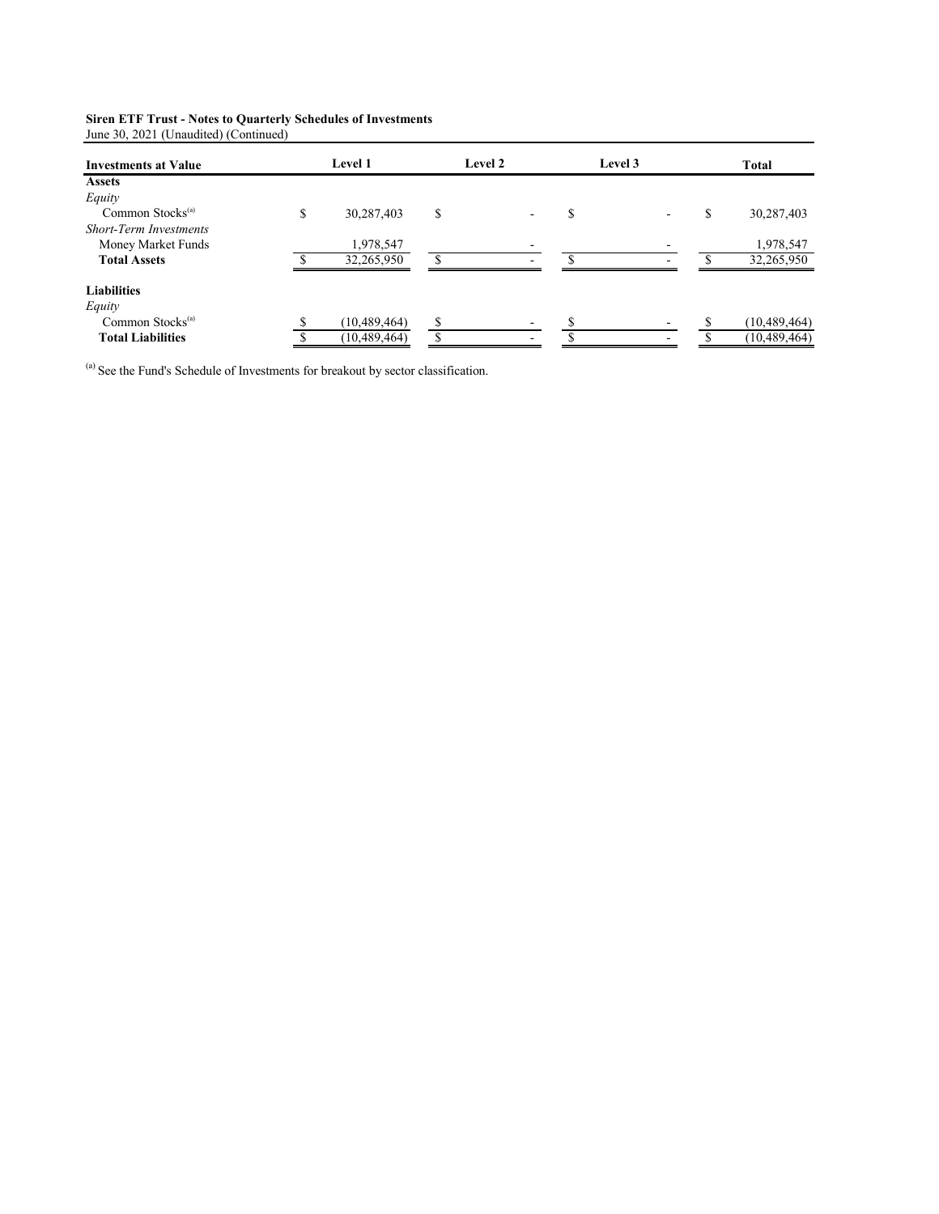**Siren ETF Trust - Notes to Quarterly Schedules of Investments**
June 30, 2021 (Unaudited) (Continued)

| Investments at Value | Level 1 | Level 2 | Level 3 | Total |
|---|---|---|---|---|
| **Assets** | | | | |
| *Equity* | | | | |
| Common Stocks[(a)] | $ 30,287,403 | $ - | $ - | $ 30,287,403 |
| *Short-Term Investments* | | | | |
| Money Market Funds | 1,978,547 | - | - | 1,978,547 |
| **Total Assets** | $ 32,265,950 | $ - | $ - | $ 32,265,950 |
| | | | | |
| **Liabilities** | | | | |
| *Equity* | | | | |
| Common Stocks[(a)] | $ (10,489,464) | $ - | $ - | $ (10,489,464) |
| **Total Liabilities** | $ (10,489,464) | $ - | $ - | $ (10,489,464) |

[(a)] See the Fund's Schedule of Investments for breakout by sector classification.